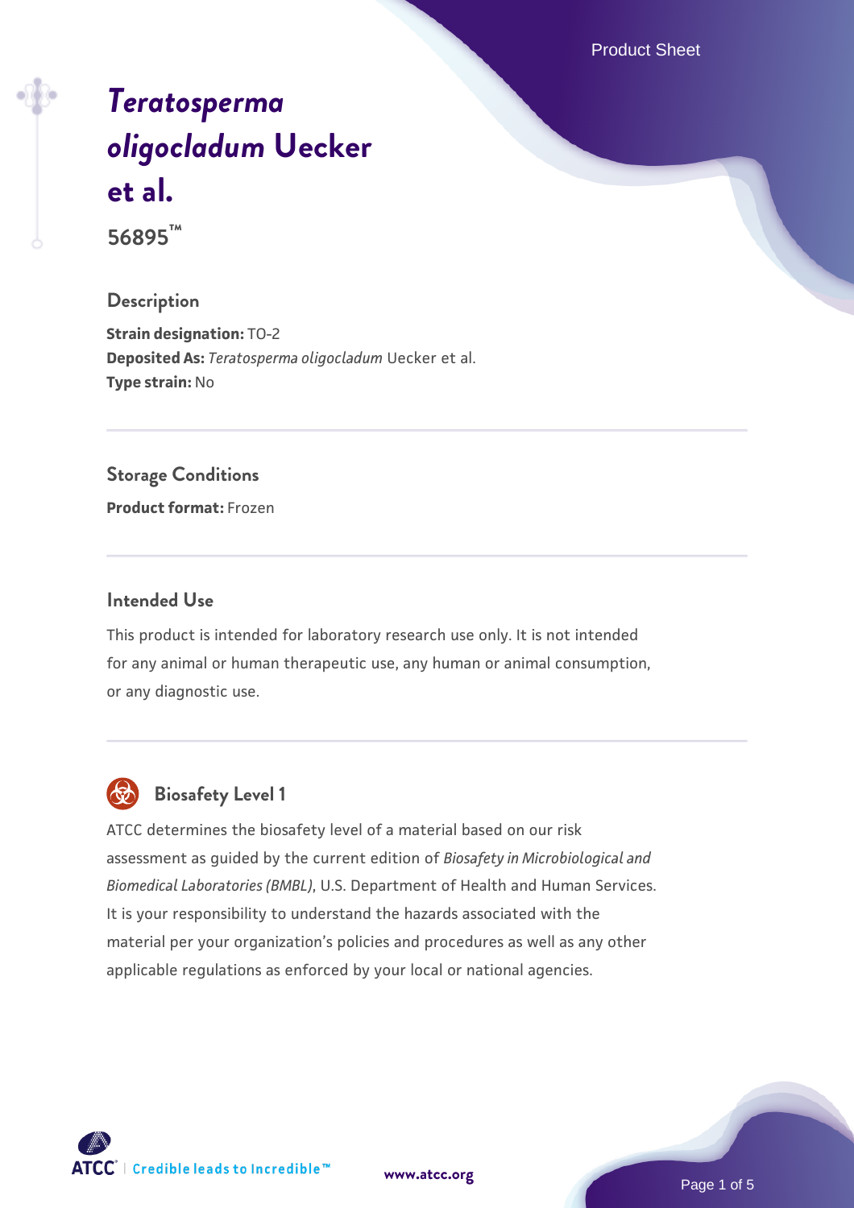# *Teratosperma oligocladum* Uecker et al.

**56895™**

## Description

**Strain designation:** TO-2
**Deposited As:** *Teratosperma oligocladum* Uecker et al.
**Type strain:** No

## Storage Conditions

**Product format:** Frozen

## Intended Use

This product is intended for laboratory research use only. It is not intended for any animal or human therapeutic use, any human or animal consumption, or any diagnostic use.

## Biosafety Level 1

ATCC determines the biosafety level of a material based on our risk assessment as guided by the current edition of *Biosafety in Microbiological and Biomedical Laboratories (BMBL)*, U.S. Department of Health and Human Services. It is your responsibility to understand the hazards associated with the material per your organization's policies and procedures as well as any other applicable regulations as enforced by your local or national agencies.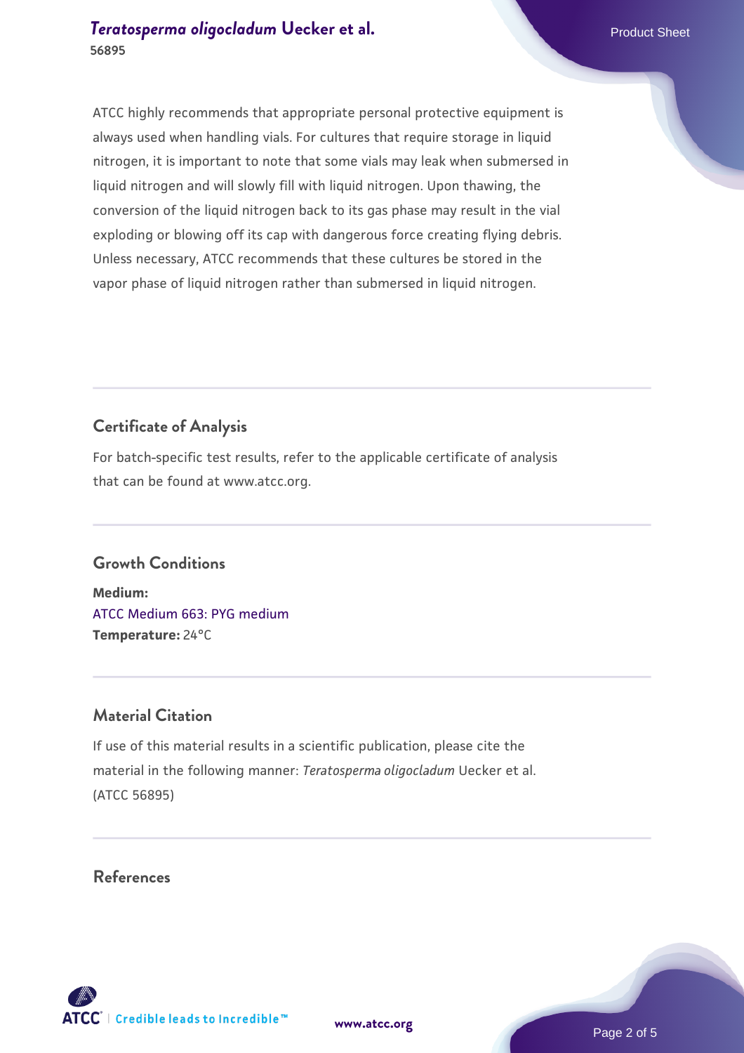ATCC highly recommends that appropriate personal protective equipment is always used when handling vials. For cultures that require storage in liquid nitrogen, it is important to note that some vials may leak when submersed in liquid nitrogen and will slowly fill with liquid nitrogen. Upon thawing, the conversion of the liquid nitrogen back to its gas phase may result in the vial exploding or blowing off its cap with dangerous force creating flying debris. Unless necessary, ATCC recommends that these cultures be stored in the vapor phase of liquid nitrogen rather than submersed in liquid nitrogen.

## Certificate of Analysis

For batch-specific test results, refer to the applicable certificate of analysis that can be found at www.atcc.org.

## Growth Conditions

**Medium:**
ATCC Medium 663: PYG medium
**Temperature:** 24°C

## Material Citation

If use of this material results in a scientific publication, please cite the material in the following manner: *Teratosperma oligocladum* Uecker et al. (ATCC 56895)

## References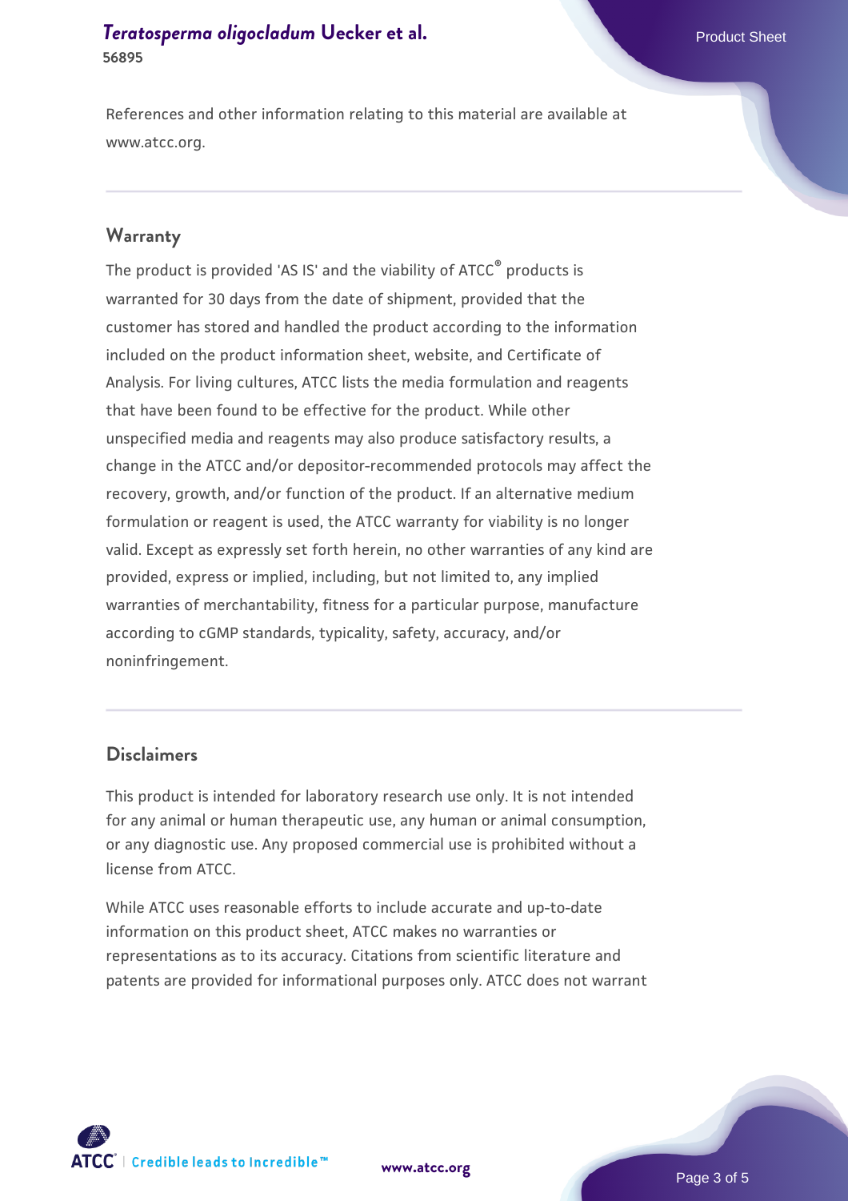References and other information relating to this material are available at www.atcc.org.

## Warranty

The product is provided 'AS IS' and the viability of ATCC® products is warranted for 30 days from the date of shipment, provided that the customer has stored and handled the product according to the information included on the product information sheet, website, and Certificate of Analysis. For living cultures, ATCC lists the media formulation and reagents that have been found to be effective for the product. While other unspecified media and reagents may also produce satisfactory results, a change in the ATCC and/or depositor-recommended protocols may affect the recovery, growth, and/or function of the product. If an alternative medium formulation or reagent is used, the ATCC warranty for viability is no longer valid. Except as expressly set forth herein, no other warranties of any kind are provided, express or implied, including, but not limited to, any implied warranties of merchantability, fitness for a particular purpose, manufacture according to cGMP standards, typicality, safety, accuracy, and/or noninfringement.

## Disclaimers

This product is intended for laboratory research use only. It is not intended for any animal or human therapeutic use, any human or animal consumption, or any diagnostic use. Any proposed commercial use is prohibited without a license from ATCC.

While ATCC uses reasonable efforts to include accurate and up-to-date information on this product sheet, ATCC makes no warranties or representations as to its accuracy. Citations from scientific literature and patents are provided for informational purposes only. ATCC does not warrant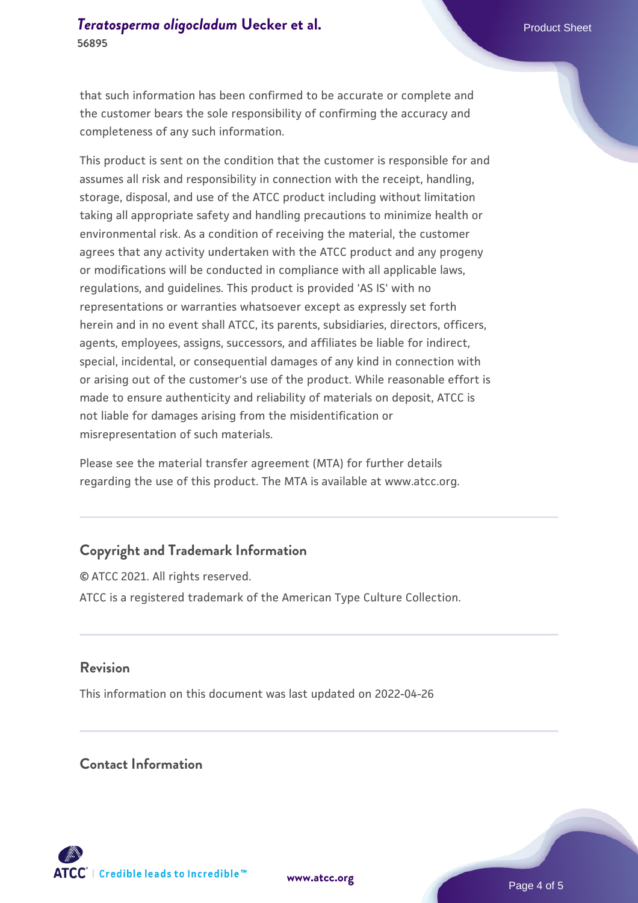that such information has been confirmed to be accurate or complete and the customer bears the sole responsibility of confirming the accuracy and completeness of any such information.

This product is sent on the condition that the customer is responsible for and assumes all risk and responsibility in connection with the receipt, handling, storage, disposal, and use of the ATCC product including without limitation taking all appropriate safety and handling precautions to minimize health or environmental risk. As a condition of receiving the material, the customer agrees that any activity undertaken with the ATCC product and any progeny or modifications will be conducted in compliance with all applicable laws, regulations, and guidelines. This product is provided 'AS IS' with no representations or warranties whatsoever except as expressly set forth herein and in no event shall ATCC, its parents, subsidiaries, directors, officers, agents, employees, assigns, successors, and affiliates be liable for indirect, special, incidental, or consequential damages of any kind in connection with or arising out of the customer's use of the product. While reasonable effort is made to ensure authenticity and reliability of materials on deposit, ATCC is not liable for damages arising from the misidentification or misrepresentation of such materials.

Please see the material transfer agreement (MTA) for further details regarding the use of this product. The MTA is available at www.atcc.org.

## Copyright and Trademark Information

© ATCC 2021. All rights reserved.

ATCC is a registered trademark of the American Type Culture Collection.

## Revision

This information on this document was last updated on 2022-04-26

## Contact Information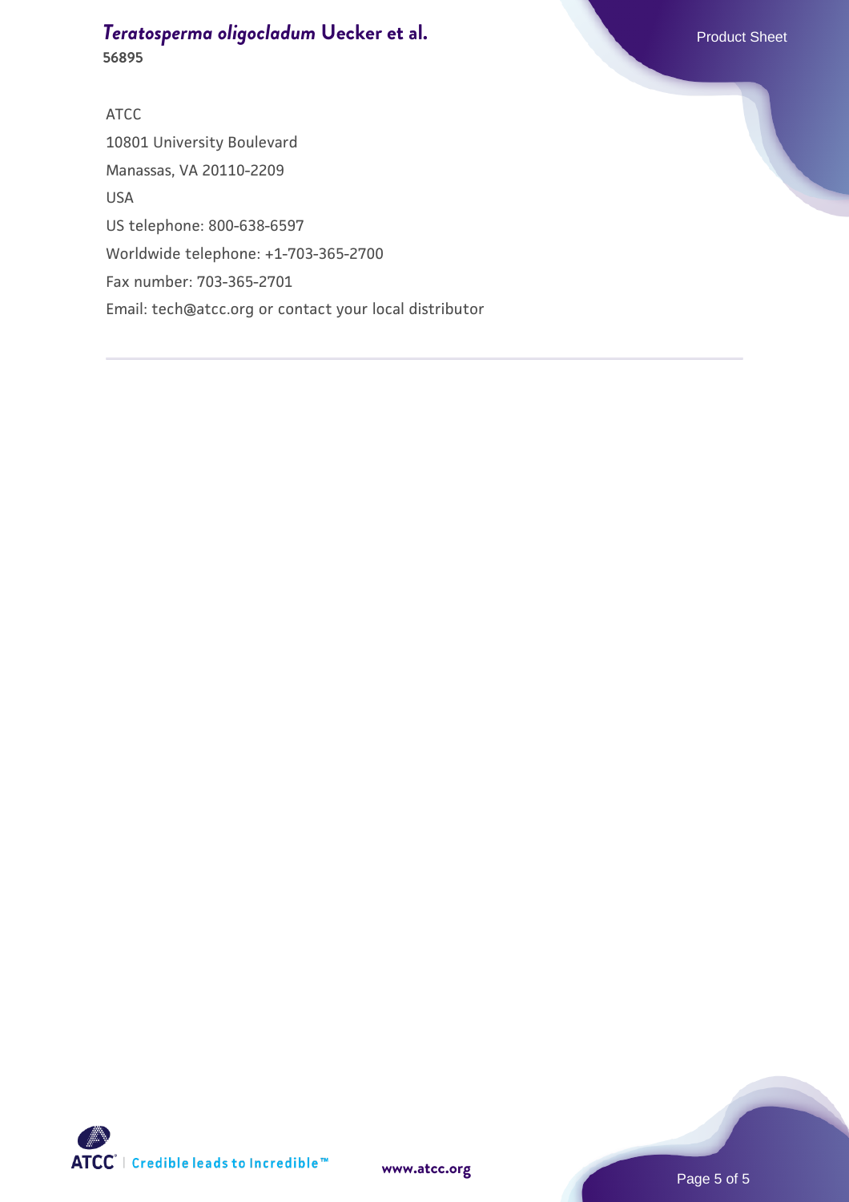ATCC

10801 University Boulevard

Manassas, VA 20110-2209

USA

US telephone: 800-638-6597

Worldwide telephone: +1-703-365-2700

Fax number: 703-365-2701

Email: tech@atcc.org or contact your local distributor